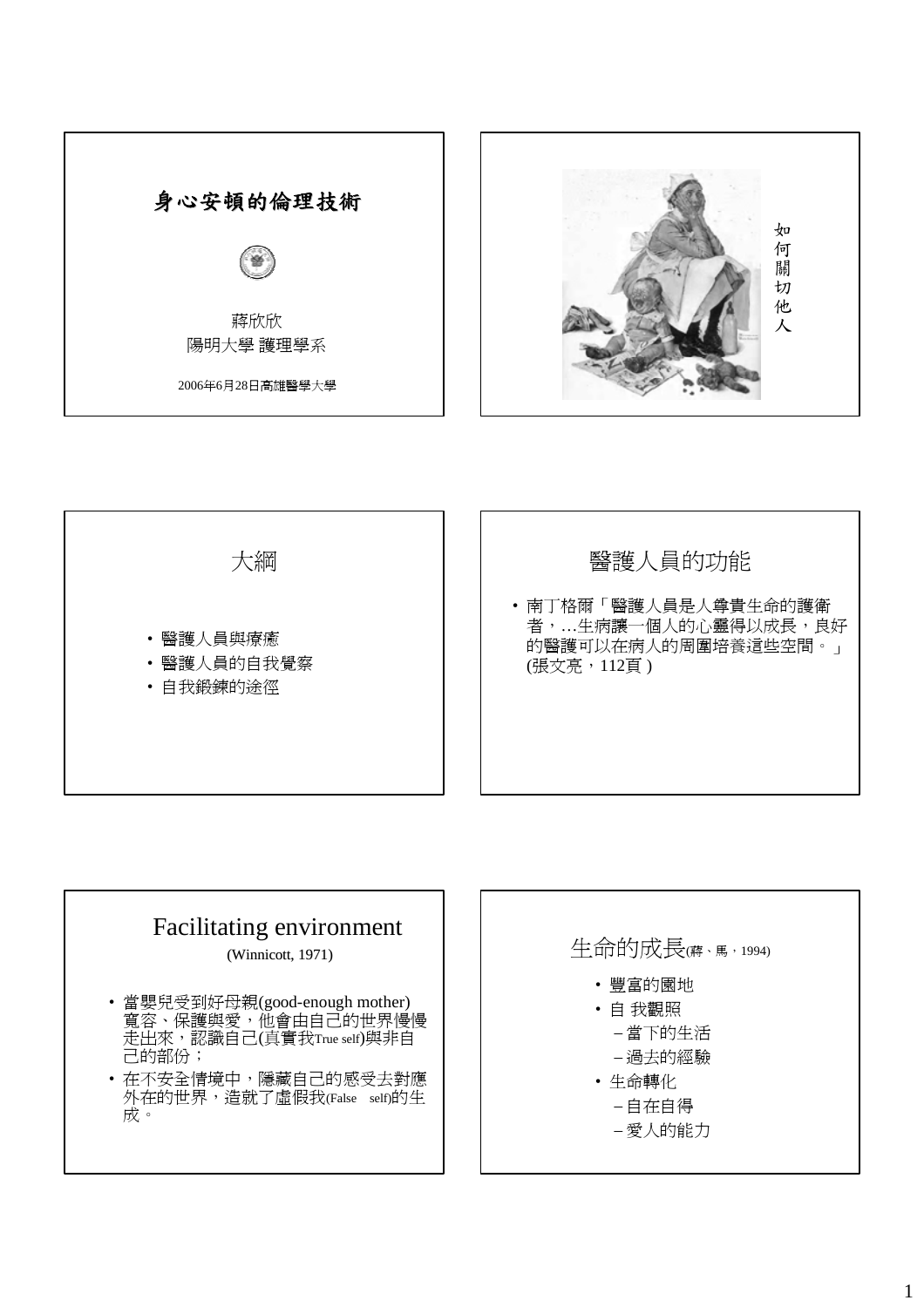# 身心安頓的倫理技術

蔣欣欣
陽明大學 護理學系

2006年6月28日高雄醫學大學

---

如何關切他人

---

## 大綱

- 醫護人員與療癒
- 醫護人員的自我覺察
- 自我鍛鍊的途徑

---

## 醫護人員的功能

- 南丁格爾「醫護人員是人尊貴生命的護衛者，…生病讓一個人的心靈得以成長，良好的醫護可以在病人的周圍培養這些空間。」(張文亮，112頁 )

---

## Facilitating environment

(Winnicott, 1971)

- 當嬰兒受到好母親(good-enough mother)寬容、保護與愛，他會由自己的世界慢慢走出來，認識自己(真實我True self)與非自己的部份；
- 在不安全情境中，隱藏自己的感受去對應外在的世界，造就了虛假我(False self)的生成。

---

## 生命的成長(蔣、馬，1994)

- 豐富的園地
- 自 我觀照
  - 當下的生活
  - 過去的經驗
- 生命轉化
  - 自在自得
  - 愛人的能力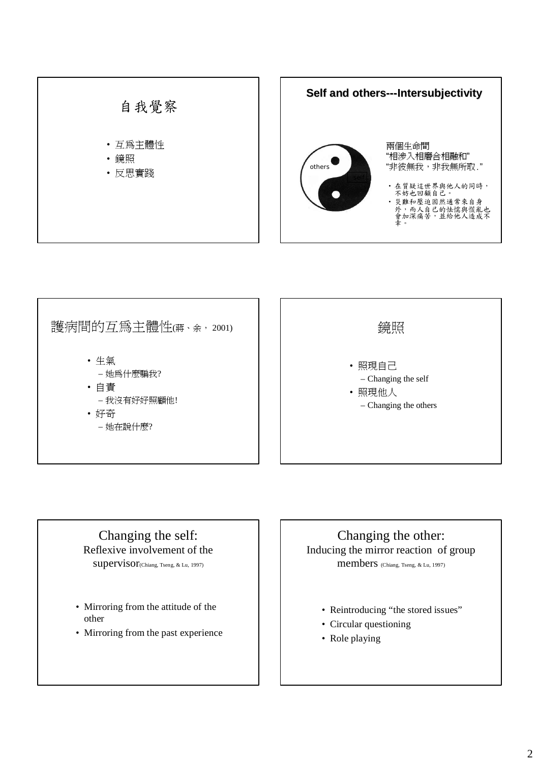## 自我覺察

- 互為主體性
- 鏡照
- 反思實踐

## Self and others---Intersubjectivity

others

self

兩個生命間
"相涉入相磨合相融和"
"非彼無我，非我無所取."

- 在質疑這世界與他人的同時，不妨也回顧自己。
- 災難和壓迫固然通常來自身外，而人自己的怯懦與慌亂也會加深痛苦，並給他人造成不幸。

## 護病間的互為主體性(蔣、余， 2001)

- 生氣
  - 她為什麼騙我?
- 自責
  - 我沒有好好照顧他!
- 好奇
  - 她在說什麼?

## 鏡照

- 照現自己
  - Changing the self
- 照現他人
  - Changing the others

## Changing the self: Reflexive involvement of the supervisor(Chiang, Tseng, & Lu, 1997)

- Mirroring from the attitude of the other
- Mirroring from the past experience

## Changing the other: Inducing the mirror reaction of group members (Chiang, Tseng, & Lu, 1997)

- Reintroducing "the stored issues"
- Circular questioning
- Role playing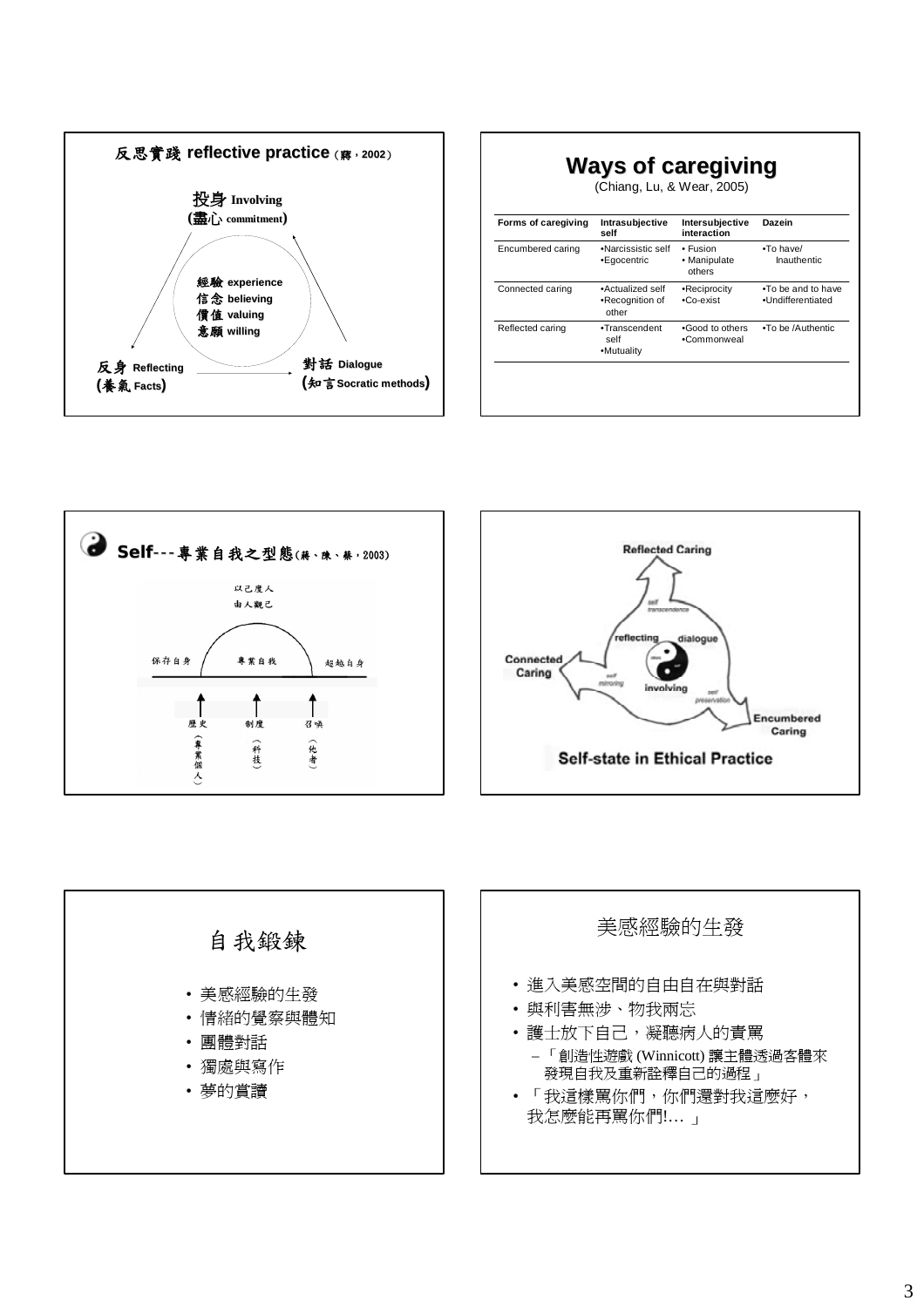## 反思實踐 reflective practice（蔣，2002）

投身 Involving
(盡心 commitment)

經驗 experience
信念 believing
價值 valuing
意願 willing

反身 Reflecting
(養氣 Facts)

對話 Dialogue
(知言 Socratic methods)

## Ways of caregiving

(Chiang, Lu, & Wear, 2005)

| Forms of caregiving | Intrasubjective self | Intersubjective interaction | Dazein |
|---|---|---|---|
| Encumbered caring | •Narcissistic self •Egocentric | • Fusion • Manipulate others | •To have/ Inauthentic |
| Connected caring | •Actualized self •Recognition of other | •Reciprocity •Co-exist | •To be and to have •Undifferentiated |
| Reflected caring | •Transcendent self •Mutuality | •Good to others •Commonweal | •To be /Authentic |

## Self---專業自我之型態（蔣、陳、蔡，2003）

以己度人
由人觀己

保存自身　專業自我　超越自身

歷史（專業個人）　制度（科技）　召喚（他者）

Reflected Caring

self transcendence

reflecting　dialogue

Connected Caring

self mirroring

involving

self preservation

Encumbered Caring

Self-state in Ethical Practice

## 自我鍛鍊

- 美感經驗的生發
- 情緒的覺察與體知
- 團體對話
- 獨處與寫作
- 夢的賞讀

## 美感經驗的生發

- 進入美感空間的自由自在與對話
- 與利害無涉、物我兩忘
- 護士放下自己，凝聽病人的責罵
  - 「創造性遊戲 (Winnicott) 讓主體透過客體來發現自我及重新詮釋自己的過程」
- 「我這樣罵你們，你們還對我這麼好，我怎麼能再罵你們!… 」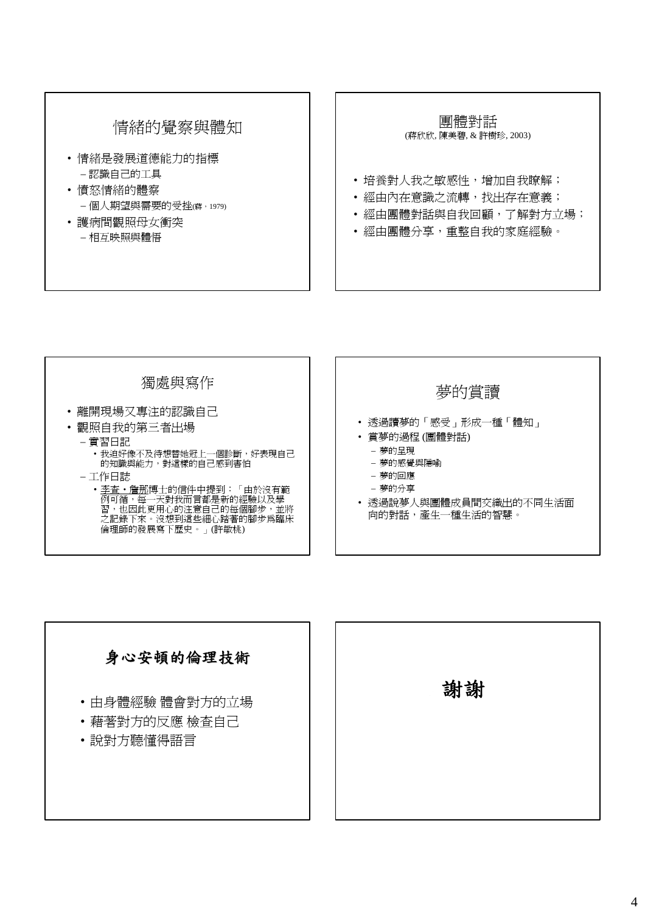## 情緒的覺察與體知

- 情緒是發展道德能力的指標
  - 認識自己的工具
- 憤怒情緒的體察
  - 個人期望與需要的受挫(蔣，1979)
- 護病間觀照母女衝突
  - 相互映照與體悟

## 團體對話

(蔣欣欣, 陳美碧, & 許樹珍, 2003)

- 培養對人我之敏感性，增加自我瞭解；
- 經由內在意識之流轉，找出存在意義；
- 經由團體對話與自我回顧，了解對方立場；
- 經由團體分享，重整自我的家庭經驗。

## 獨處與寫作

- 離開現場又專注的認識自己
- 觀照自我的第三者出場
  - 實習日記
    - 我迫好像不及待想替她冠上一個診斷，好表現自己的知識與能力，對這樣的自己感到害怕
  - 工作日誌
    - 李查・詹那博士的信件中提到：「由於沒有範例可循，每一天對我而言都是新的經驗以及學習，也因此更用心的注意自己的每個腳步，並將之記錄下來。沒想到這些細心踏著的腳步爲臨床倫理師的發展寫下歷史。」(許敏桃)

## 夢的賞讀

- 透過讀夢的「感受」形成一種「體知」
- 賞夢的過程 (團體對話)
  - 夢的呈現
  - 夢的感覺與隱喻
  - 夢的回應
  - 夢的分享
- 透過說夢人與團體成員間交織出的不同生活面向的對話，產生一種生活的智慧。

## **身心安頓的倫理技術**

- 由身體經驗 體會對方的立場
- 藉著對方的反應 檢查自己
- 說對方聽懂得語言

## **謝謝**